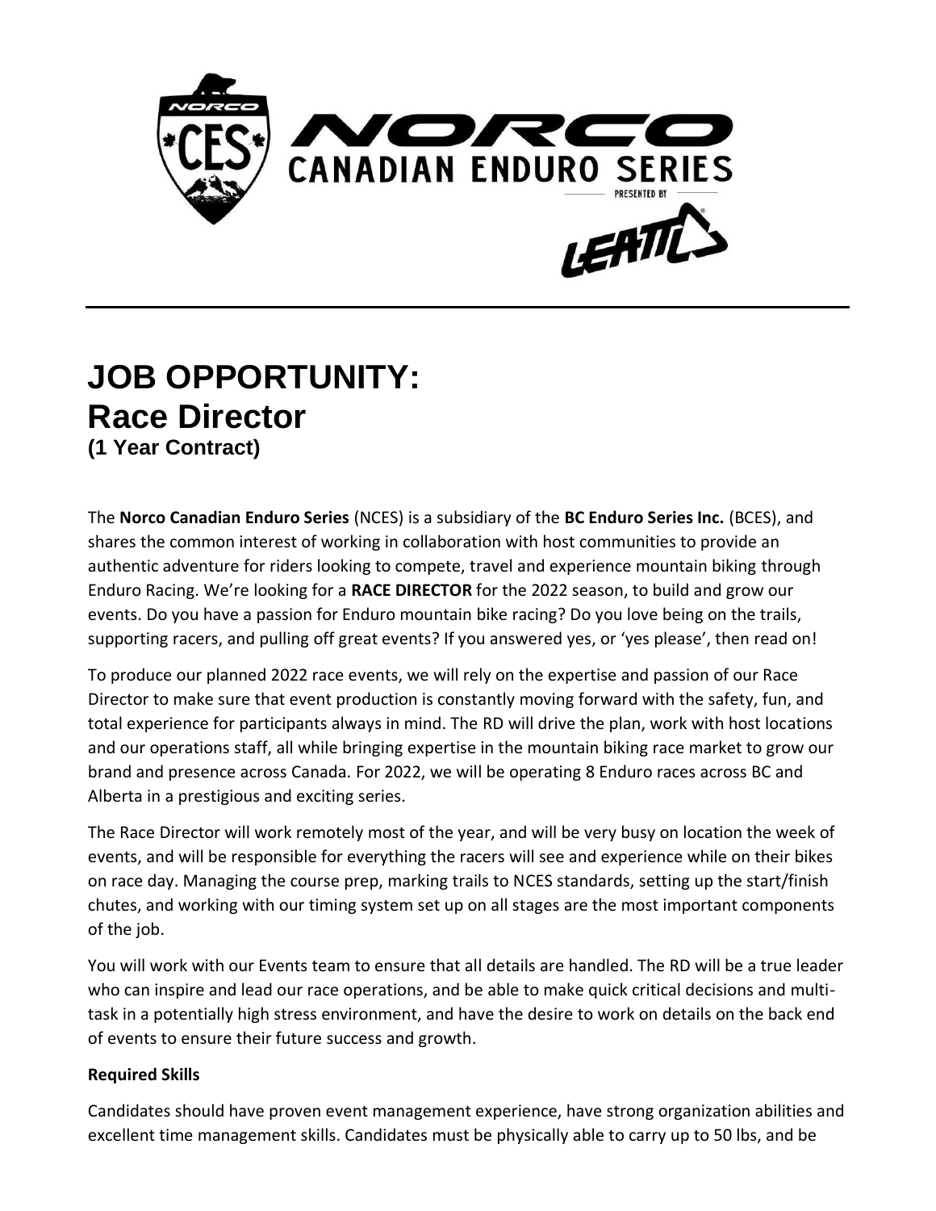# JOB OPPORTUNITY:
# Race Director
### (1 Year Contract)

The **Norco Canadian Enduro Series** (NCES) is a subsidiary of the **BC Enduro Series Inc.** (BCES), and shares the common interest of working in collaboration with host communities to provide an authentic adventure for riders looking to compete, travel and experience mountain biking through Enduro Racing. We're looking for a **RACE DIRECTOR** for the 2022 season, to build and grow our events. Do you have a passion for Enduro mountain bike racing? Do you love being on the trails, supporting racers, and pulling off great events? If you answered yes, or 'yes please', then read on!

To produce our planned 2022 race events, we will rely on the expertise and passion of our Race Director to make sure that event production is constantly moving forward with the safety, fun, and total experience for participants always in mind. The RD will drive the plan, work with host locations and our operations staff, all while bringing expertise in the mountain biking race market to grow our brand and presence across Canada. For 2022, we will be operating 8 Enduro races across BC and Alberta in a prestigious and exciting series.

The Race Director will work remotely most of the year, and will be very busy on location the week of events, and will be responsible for everything the racers will see and experience while on their bikes on race day. Managing the course prep, marking trails to NCES standards, setting up the start/finish chutes, and working with our timing system set up on all stages are the most important components of the job.

You will work with our Events team to ensure that all details are handled. The RD will be a true leader who can inspire and lead our race operations, and be able to make quick critical decisions and multi-task in a potentially high stress environment, and have the desire to work on details on the back end of events to ensure their future success and growth.

**Required Skills**

Candidates should have proven event management experience, have strong organization abilities and excellent time management skills. Candidates must be physically able to carry up to 50 lbs, and be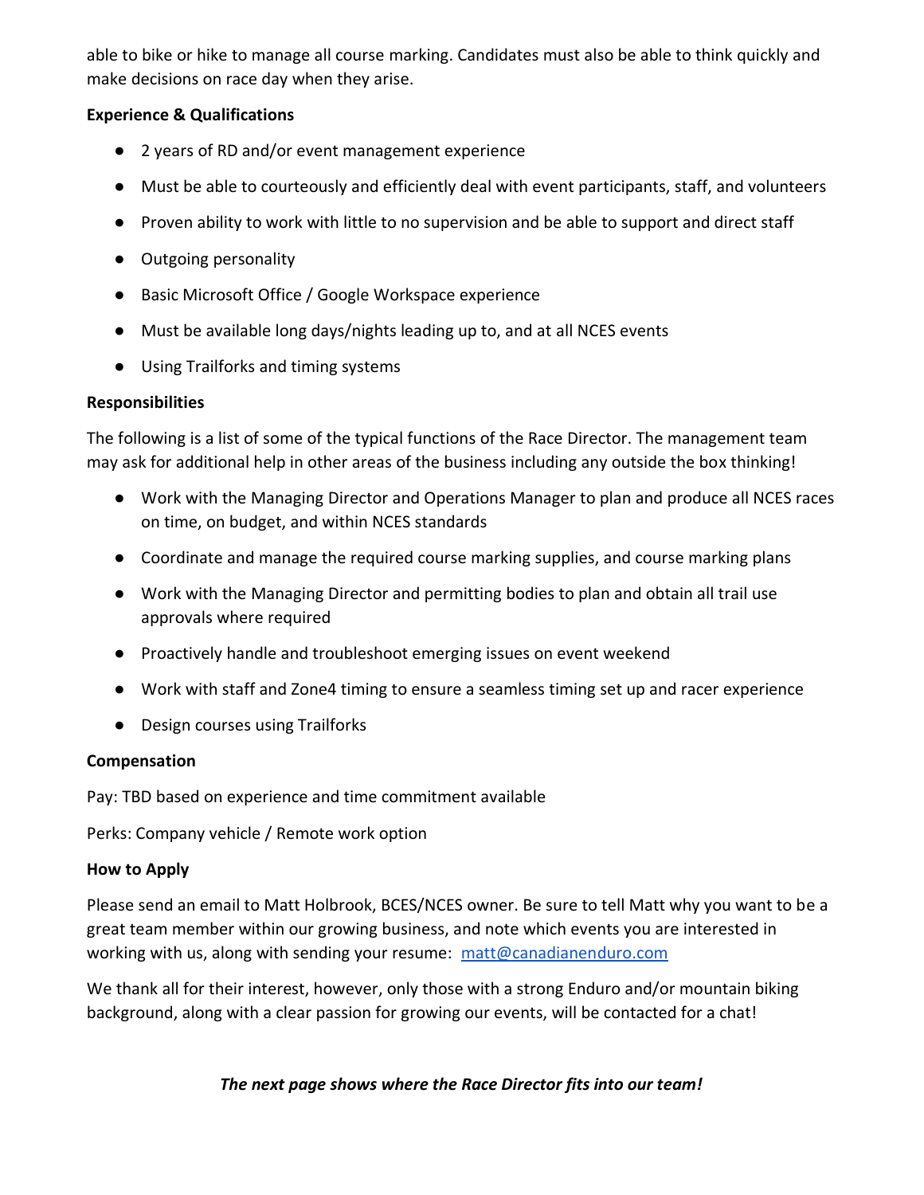able to bike or hike to manage all course marking. Candidates must also be able to think quickly and make decisions on race day when they arise.

**Experience & Qualifications**

- 2 years of RD and/or event management experience
- Must be able to courteously and efficiently deal with event participants, staff, and volunteers
- Proven ability to work with little to no supervision and be able to support and direct staff
- Outgoing personality
- Basic Microsoft Office / Google Workspace experience
- Must be available long days/nights leading up to, and at all NCES events
- Using Trailforks and timing systems

**Responsibilities**

The following is a list of some of the typical functions of the Race Director. The management team may ask for additional help in other areas of the business including any outside the box thinking!

- Work with the Managing Director and Operations Manager to plan and produce all NCES races on time, on budget, and within NCES standards
- Coordinate and manage the required course marking supplies, and course marking plans
- Work with the Managing Director and permitting bodies to plan and obtain all trail use approvals where required
- Proactively handle and troubleshoot emerging issues on event weekend
- Work with staff and Zone4 timing to ensure a seamless timing set up and racer experience
- Design courses using Trailforks

**Compensation**

Pay: TBD based on experience and time commitment available

Perks: Company vehicle / Remote work option

**How to Apply**

Please send an email to Matt Holbrook, BCES/NCES owner. Be sure to tell Matt why you want to be a great team member within our growing business, and note which events you are interested in working with us, along with sending your resume: [matt@canadianenduro.com](mailto:matt@canadianenduro.com)

We thank all for their interest, however, only those with a strong Enduro and/or mountain biking background, along with a clear passion for growing our events, will be contacted for a chat!

***The next page shows where the Race Director fits into our team!***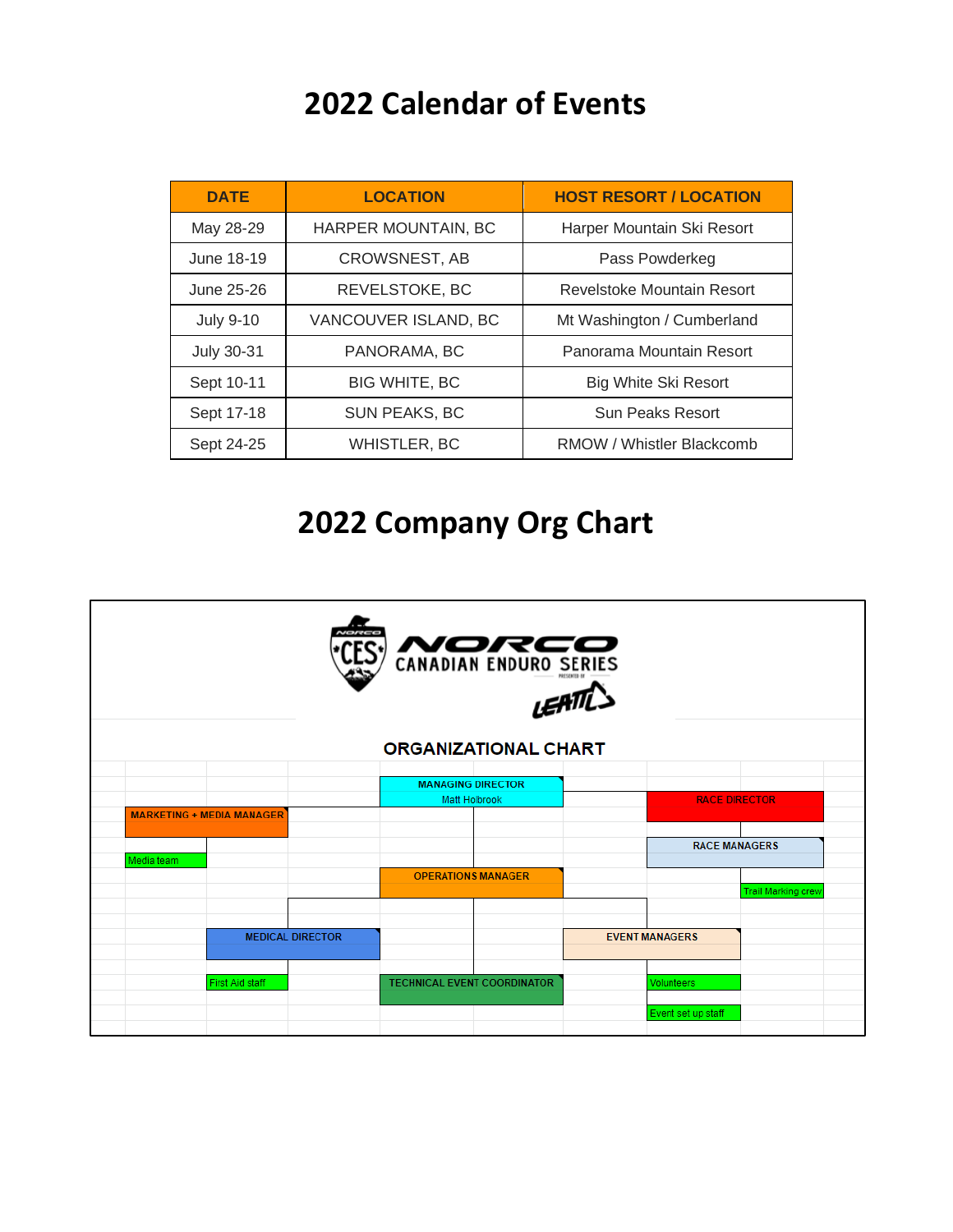# 2022 Calendar of Events

| DATE | LOCATION | HOST RESORT / LOCATION |
|---|---|---|
| May 28-29 | HARPER MOUNTAIN, BC | Harper Mountain Ski Resort |
| June 18-19 | CROWSNEST, AB | Pass Powderkeg |
| June 25-26 | REVELSTOKE, BC | Revelstoke Mountain Resort |
| July 9-10 | VANCOUVER ISLAND, BC | Mt Washington / Cumberland |
| July 30-31 | PANORAMA, BC | Panorama Mountain Resort |
| Sept 10-11 | BIG WHITE, BC | Big White Ski Resort |
| Sept 17-18 | SUN PEAKS, BC | Sun Peaks Resort |
| Sept 24-25 | WHISTLER, BC | RMOW / Whistler Blackcomb |

# 2022 Company Org Chart

NORCO CANADIAN ENDURO SERIES

CES

LEATT

ORGANIZATIONAL CHART

MANAGING DIRECTOR
Matt Holbrook

MARKETING + MEDIA MANAGER

Media team

RACE DIRECTOR

RACE MANAGERS

Trail Marking crew

OPERATIONS MANAGER

MEDICAL DIRECTOR

First Aid staff

TECHNICAL EVENT COORDINATOR

EVENT MANAGERS

Volunteers

Event set up staff